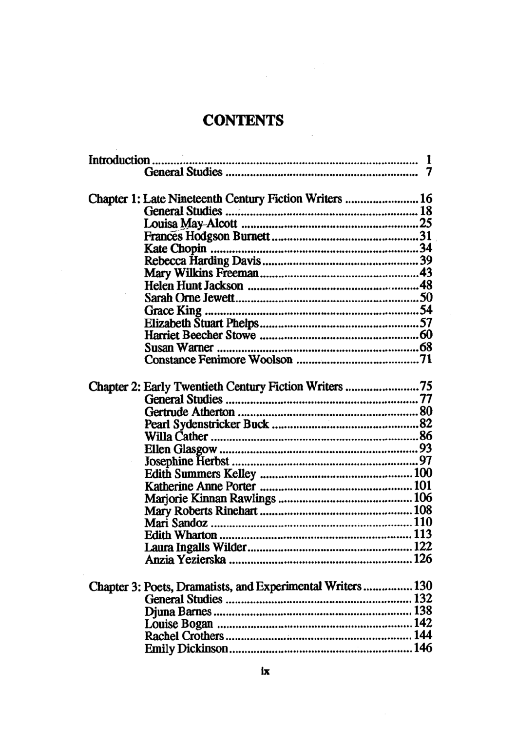# CONTENTS

Introduction ........................................................................ 1
    General Studies ............................................................... 7

Chapter 1: Late Nineteenth Century Fiction Writers ........................ 16
    General Studies ............................................................... 18
    Louisa May Alcott ........................................................... 25
    Frances Hodgson Burnett ................................................. 31
    Kate Chopin .................................................................... 34
    Rebecca Harding Davis .................................................... 39
    Mary Wilkins Freeman ..................................................... 43
    Helen Hunt Jackson ......................................................... 48
    Sarah Orne Jewett ........................................................... 50
    Grace King ...................................................................... 54
    Elizabeth Stuart Phelps .................................................... 57
    Harriet Beecher Stowe ..................................................... 60
    Susan Warner ................................................................... 68
    Constance Fenimore Woolson ........................................... 71

Chapter 2: Early Twentieth Century Fiction Writers ......................... 75
    General Studies ............................................................... 77
    Gertrude Atherton ............................................................ 80
    Pearl Sydenstricker Buck .................................................. 82
    Willa Cather .................................................................... 86
    Ellen Glasgow .................................................................. 93
    Josephine Herbst .............................................................. 97
    Edith Summers Kelley ..................................................... 100
    Katherine Anne Porter ..................................................... 101
    Marjorie Kinnan Rawlings ............................................... 106
    Mary Roberts Rinehart ..................................................... 108
    Mari Sandoz .................................................................... 110
    Edith Wharton ................................................................. 113
    Laura Ingalls Wilder ........................................................ 122
    Anzia Yezierska .............................................................. 126

Chapter 3: Poets, Dramatists, and Experimental Writers ................. 130
    General Studies ............................................................... 132
    Djuna Barnes ................................................................... 138
    Louise Bogan ................................................................... 142
    Rachel Crothers ............................................................... 144
    Emily Dickinson ............................................................... 146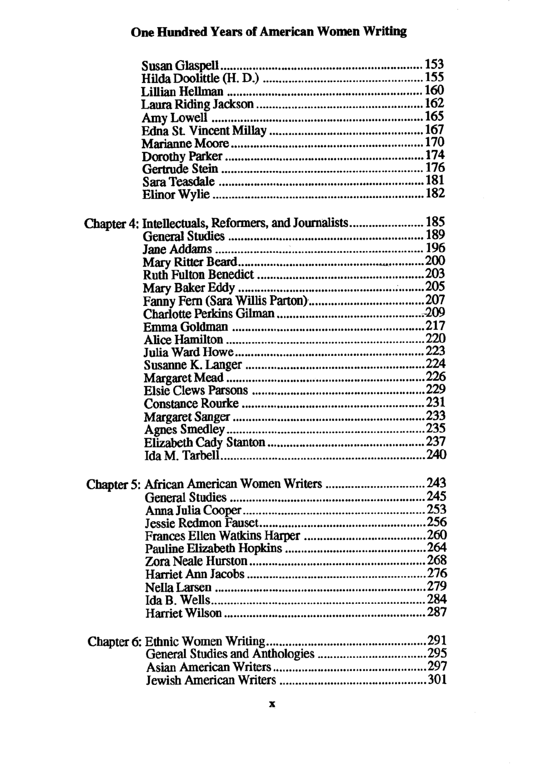Susan Glaspell ........................................................ 153
Hilda Doolittle (H. D.) ............................................ 155
Lillian Hellman ...................................................... 160
Laura Riding Jackson ............................................. 162
Amy Lowell ........................................................... 165
Edna St. Vincent Millay .......................................... 167
Marianne Moore ..................................................... 170
Dorothy Parker ....................................................... 174
Gertrude Stein ........................................................ 176
Sara Teasdale ......................................................... 181
Elinor Wylie ........................................................... 182

Chapter 4: Intellectuals, Reformers, and Journalists ...................... 185
General Studies ...................................................... 189
Jane Addams .......................................................... 196
Mary Ritter Beard ................................................... 200
Ruth Fulton Benedict ............................................... 203
Mary Baker Eddy .................................................... 205
Fanny Fern (Sara Willis Parton) ................................. 207
Charlotte Perkins Gilman .......................................... 209
Emma Goldman ...................................................... 217
Alice Hamilton ....................................................... 220
Julia Ward Howe ..................................................... 223
Susanne K. Langer .................................................. 224
Margaret Mead ....................................................... 226
Elsie Clews Parsons ................................................ 229
Constance Rourke ................................................... 231
Margaret Sanger ..................................................... 233
Agnes Smedley ....................................................... 235
Elizabeth Cady Stanton ............................................ 237
Ida M. Tarbell ......................................................... 240

Chapter 5: African American Women Writers ............................ 243
General Studies ...................................................... 245
Anna Julia Cooper ................................................... 253
Jessie Redmon Fauset .............................................. 256
Frances Ellen Watkins Harper ................................... 260
Pauline Elizabeth Hopkins ....................................... 264
Zora Neale Hurston ................................................. 268
Harriet Ann Jacobs .................................................. 276
Nella Larsen ........................................................... 279
Ida B. Wells ............................................................ 284
Harriet Wilson ........................................................ 287

Chapter 6: Ethnic Women Writing ............................................ 291
General Studies and Anthologies ............................... 295
Asian American Writers ........................................... 297
Jewish American Writers .......................................... 301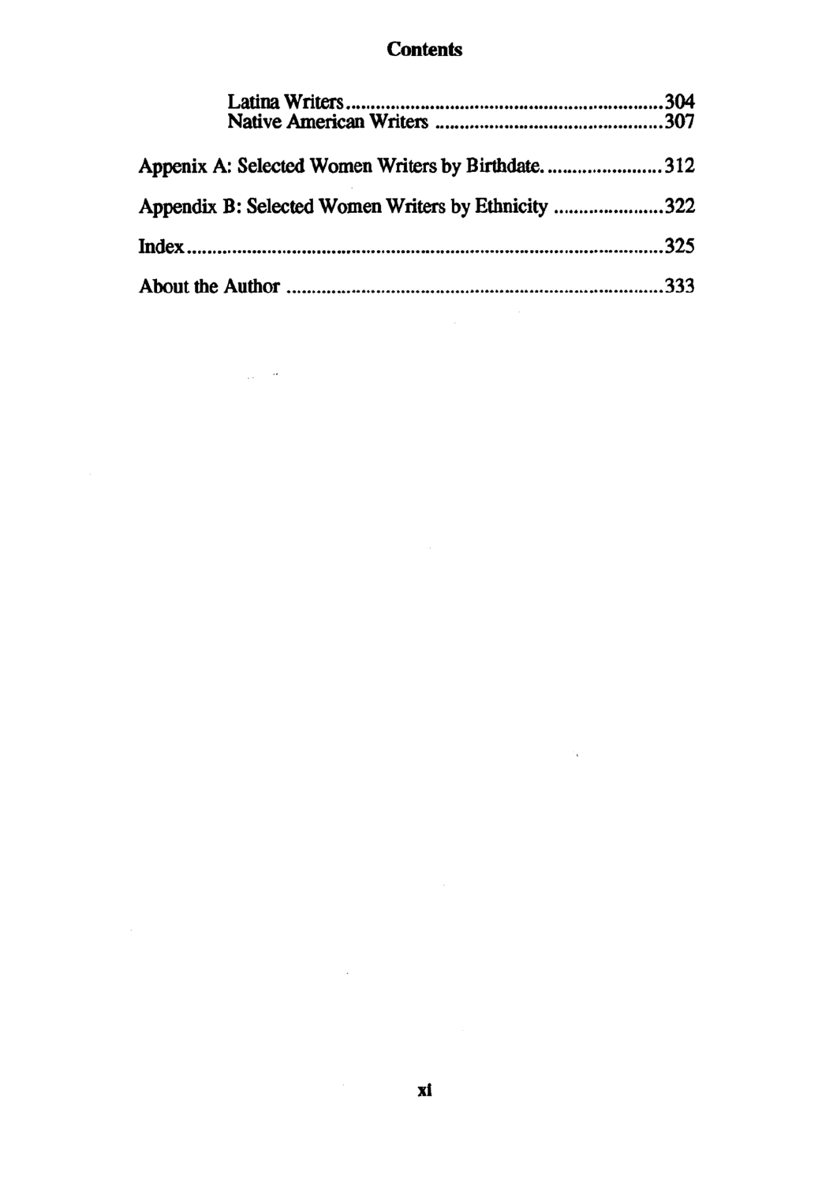# Contents

Latina Writers ............................................................ 304
Native American Writers ............................................ 307

Appenix A: Selected Women Writers by Birthdate........................ 312

Appendix B: Selected Women Writers by Ethnicity ...................... 322

Index .............................................................................................. 325

About the Author ........................................................................ 333